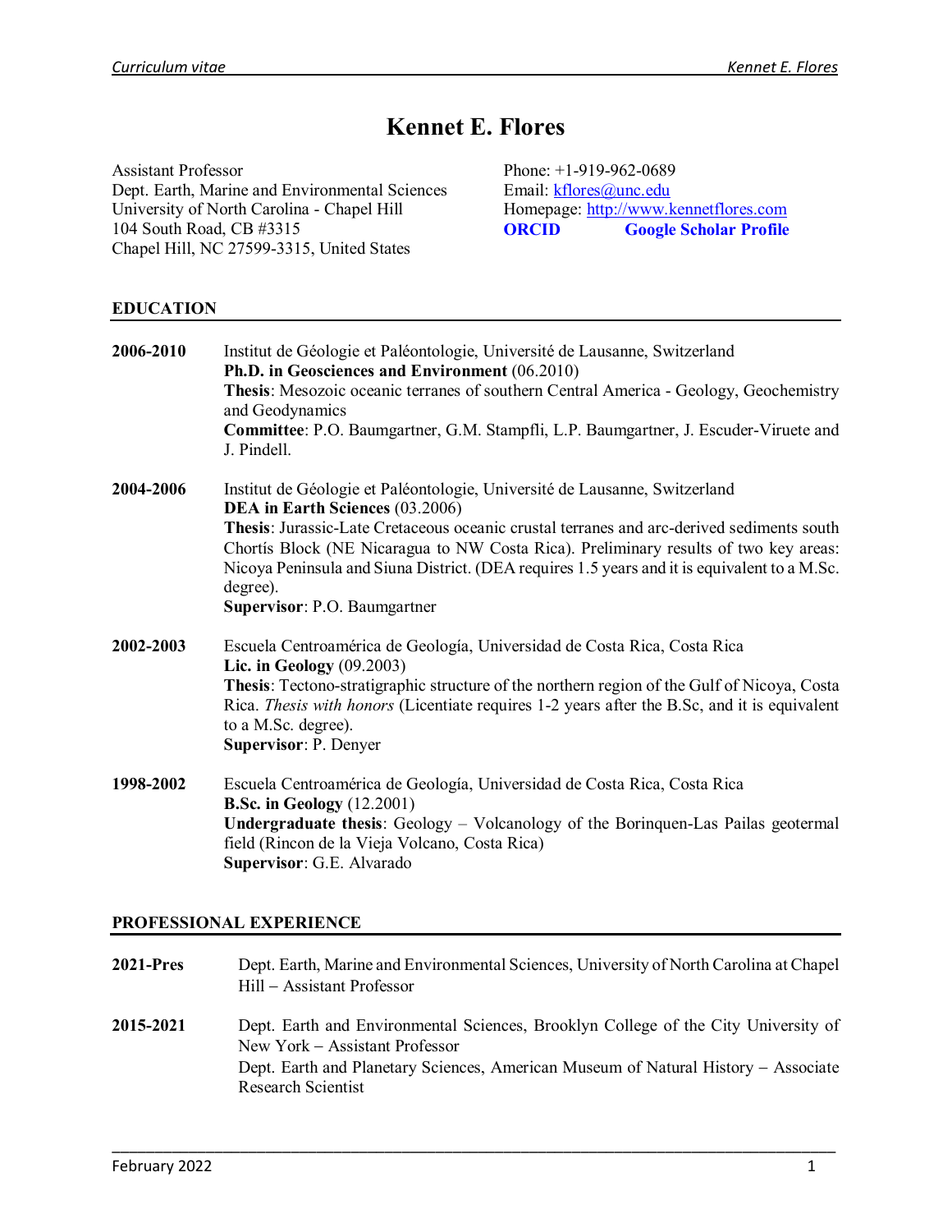# Kennet E. Flores

Assistant Professor
Dept. Earth, Marine and Environmental Sciences
University of North Carolina - Chapel Hill
104 South Road, CB #3315
Chapel Hill, NC 27599-3315, United States

Phone: +1-919-962-0689
Email: kflores@unc.edu
Homepage: http://www.kennetflores.com
**ORCID** **Google Scholar Profile**

## EDUCATION

**2006-2010** Institut de Géologie et Paléontologie, Université de Lausanne, Switzerland
**Ph.D. in Geosciences and Environment** (06.2010)
**Thesis**: Mesozoic oceanic terranes of southern Central America - Geology, Geochemistry and Geodynamics
**Committee**: P.O. Baumgartner, G.M. Stampfli, L.P. Baumgartner, J. Escuder-Viruete and J. Pindell.

**2004-2006** Institut de Géologie et Paléontologie, Université de Lausanne, Switzerland
**DEA in Earth Sciences** (03.2006)
**Thesis**: Jurassic-Late Cretaceous oceanic crustal terranes and arc-derived sediments south Chortís Block (NE Nicaragua to NW Costa Rica). Preliminary results of two key areas: Nicoya Peninsula and Siuna District. (DEA requires 1.5 years and it is equivalent to a M.Sc. degree).
**Supervisor**: P.O. Baumgartner

**2002-2003** Escuela Centroamérica de Geología, Universidad de Costa Rica, Costa Rica
**Lic. in Geology** (09.2003)
**Thesis**: Tectono-stratigraphic structure of the northern region of the Gulf of Nicoya, Costa Rica. *Thesis with honors* (Licentiate requires 1-2 years after the B.Sc, and it is equivalent to a M.Sc. degree).
**Supervisor**: P. Denyer

**1998-2002** Escuela Centroamérica de Geología, Universidad de Costa Rica, Costa Rica
**B.Sc. in Geology** (12.2001)
**Undergraduate thesis**: Geology – Volcanology of the Borinquen-Las Pailas geotermal field (Rincon de la Vieja Volcano, Costa Rica)
**Supervisor**: G.E. Alvarado

## PROFESSIONAL EXPERIENCE

**2021-Pres** Dept. Earth, Marine and Environmental Sciences, University of North Carolina at Chapel Hill – Assistant Professor

**2015-2021** Dept. Earth and Environmental Sciences, Brooklyn College of the City University of New York – Assistant Professor
Dept. Earth and Planetary Sciences, American Museum of Natural History – Associate Research Scientist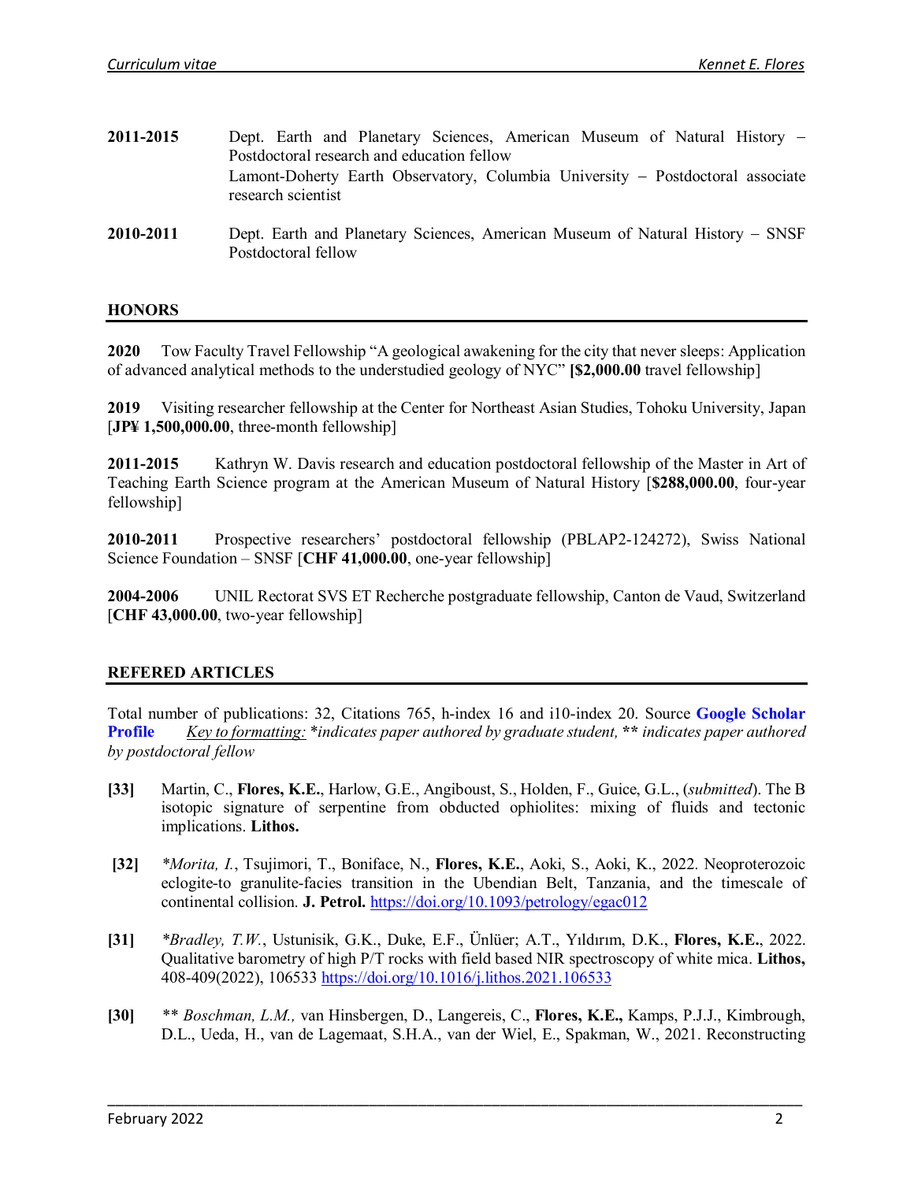**2011-2015** Dept. Earth and Planetary Sciences, American Museum of Natural History – Postdoctoral research and education fellow
Lamont-Doherty Earth Observatory, Columbia University – Postdoctoral associate research scientist

**2010-2011** Dept. Earth and Planetary Sciences, American Museum of Natural History – SNSF Postdoctoral fellow

## HONORS

**2020** Tow Faculty Travel Fellowship "A geological awakening for the city that never sleeps: Application of advanced analytical methods to the understudied geology of NYC" **[$2,000.00** travel fellowship]

**2019** Visiting researcher fellowship at the Center for Northeast Asian Studies, Tohoku University, Japan [**JP¥ 1,500,000.00**, three-month fellowship]

**2011-2015** Kathryn W. Davis research and education postdoctoral fellowship of the Master in Art of Teaching Earth Science program at the American Museum of Natural History [**$288,000.00**, four-year fellowship]

**2010-2011** Prospective researchers' postdoctoral fellowship (PBLAP2-124272), Swiss National Science Foundation – SNSF [**CHF 41,000.00**, one-year fellowship]

**2004-2006** UNIL Rectorat SVS ET Recherche postgraduate fellowship, Canton de Vaud, Switzerland [**CHF 43,000.00**, two-year fellowship]

## REFERED ARTICLES

Total number of publications: 32, Citations 765, h-index 16 and i10-index 20. Source **Google Scholar Profile** <u>*Key to formatting:*</u> *\*indicates paper authored by graduate student, \*\* indicates paper authored by postdoctoral fellow*

**[33]** Martin, C., **Flores, K.E.**, Harlow, G.E., Angiboust, S., Holden, F., Guice, G.L., (*submitted*). The B isotopic signature of serpentine from obducted ophiolites: mixing of fluids and tectonic implications. **Lithos.**

**[32]** *\*Morita, I.*, Tsujimori, T., Boniface, N., **Flores, K.E.**, Aoki, S., Aoki, K., 2022. Neoproterozoic eclogite-to granulite-facies transition in the Ubendian Belt, Tanzania, and the timescale of continental collision. **J. Petrol.** https://doi.org/10.1093/petrology/egac012

**[31]** *\*Bradley, T.W.*, Ustunisik, G.K., Duke, E.F., Ünlüer; A.T., Yıldırım, D.K., **Flores, K.E.**, 2022. Qualitative barometry of high P/T rocks with field based NIR spectroscopy of white mica. **Lithos,** 408-409(2022), 106533 https://doi.org/10.1016/j.lithos.2021.106533

**[30]** *\*\* Boschman, L.M.,* van Hinsbergen, D., Langereis, C., **Flores, K.E.,** Kamps, P.J.J., Kimbrough, D.L., Ueda, H., van de Lagemaat, S.H.A., van der Wiel, E., Spakman, W., 2021. Reconstructing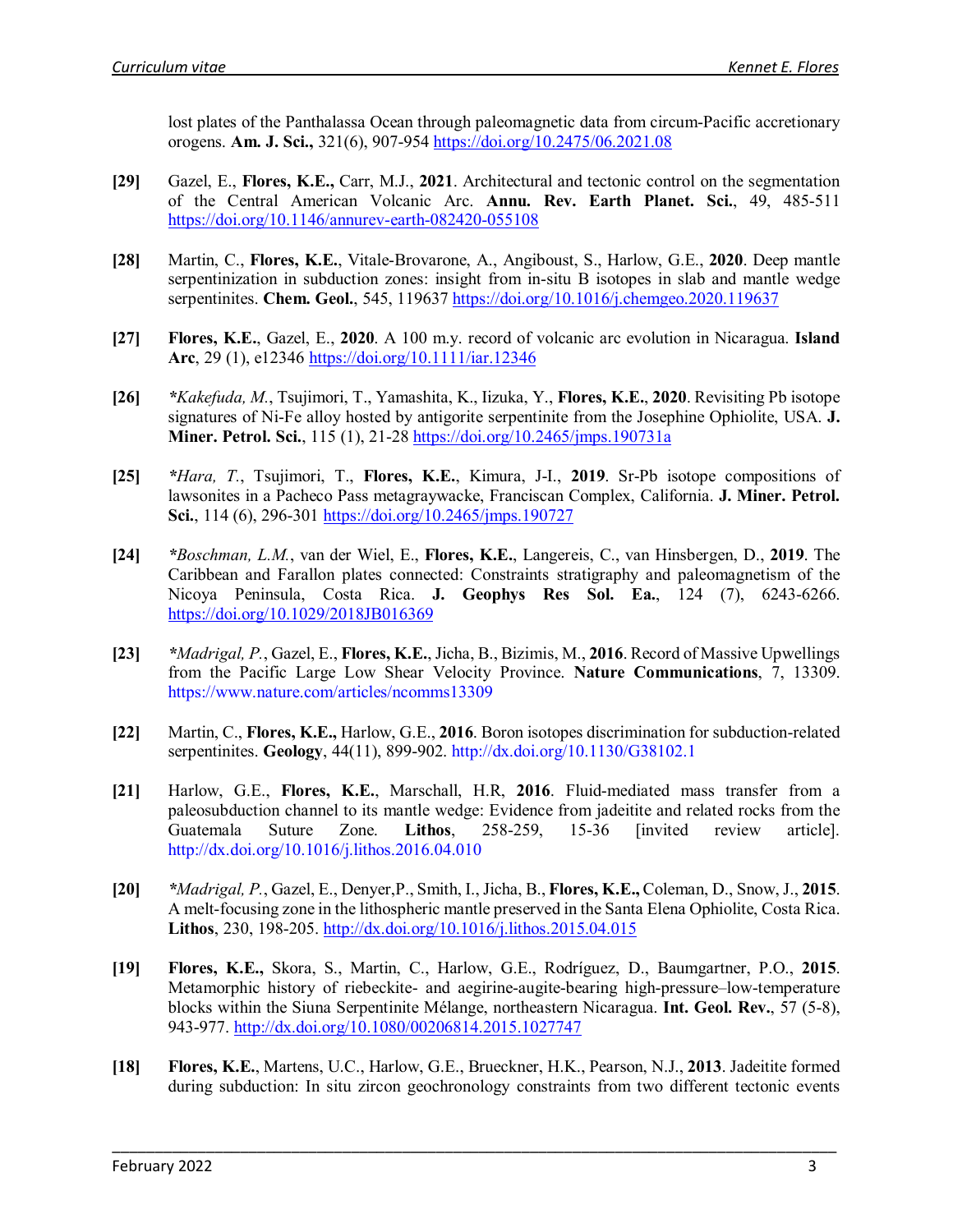lost plates of the Panthalassa Ocean through paleomagnetic data from circum-Pacific accretionary orogens. **Am. J. Sci.,** 321(6), 907-954 https://doi.org/10.2475/06.2021.08

**[29]** Gazel, E., **Flores, K.E.,** Carr, M.J., **2021**. Architectural and tectonic control on the segmentation of the Central American Volcanic Arc. **Annu. Rev. Earth Planet. Sci.**, 49, 485-511 https://doi.org/10.1146/annurev-earth-082420-055108

**[28]** Martin, C., **Flores, K.E.**, Vitale-Brovarone, A., Angiboust, S., Harlow, G.E., **2020**. Deep mantle serpentinization in subduction zones: insight from in-situ B isotopes in slab and mantle wedge serpentinites. **Chem. Geol.**, 545, 119637 https://doi.org/10.1016/j.chemgeo.2020.119637

**[27]** **Flores, K.E.**, Gazel, E., **2020**. A 100 m.y. record of volcanic arc evolution in Nicaragua. **Island Arc**, 29 (1), e12346 https://doi.org/10.1111/iar.12346

**[26]** ***Kakefuda, M.***, Tsujimori, T., Yamashita, K., Iizuka, Y., **Flores, K.E.**, **2020**. Revisiting Pb isotope signatures of Ni-Fe alloy hosted by antigorite serpentinite from the Josephine Ophiolite, USA. **J. Miner. Petrol. Sci.**, 115 (1), 21-28 https://doi.org/10.2465/jmps.190731a

**[25]** ***Hara, T.***, Tsujimori, T., **Flores, K.E.**, Kimura, J-I., **2019**. Sr-Pb isotope compositions of lawsonites in a Pacheco Pass metagraywacke, Franciscan Complex, California. **J. Miner. Petrol. Sci.**, 114 (6), 296-301 https://doi.org/10.2465/jmps.190727

**[24]** ***Boschman, L.M.***, van der Wiel, E., **Flores, K.E.**, Langereis, C., van Hinsbergen, D., **2019**. The Caribbean and Farallon plates connected: Constraints stratigraphy and paleomagnetism of the Nicoya Peninsula, Costa Rica. **J. Geophys Res Sol. Ea.**, 124 (7), 6243-6266. https://doi.org/10.1029/2018JB016369

**[23]** ***Madrigal, P.***, Gazel, E., **Flores, K.E.**, Jicha, B., Bizimis, M., **2016**. Record of Massive Upwellings from the Pacific Large Low Shear Velocity Province. **Nature Communications**, 7, 13309. https://www.nature.com/articles/ncomms13309

**[22]** Martin, C., **Flores, K.E.**, Harlow, G.E., **2016**. Boron isotopes discrimination for subduction-related serpentinites. **Geology**, 44(11), 899-902. http://dx.doi.org/10.1130/G38102.1

**[21]** Harlow, G.E., **Flores, K.E.**, Marschall, H.R, **2016**. Fluid-mediated mass transfer from a paleosubduction channel to its mantle wedge: Evidence from jadeitite and related rocks from the Guatemala Suture Zone. **Lithos**, 258-259, 15-36 [invited review article]. http://dx.doi.org/10.1016/j.lithos.2016.04.010

**[20]** ***Madrigal, P.***, Gazel, E., Denyer,P., Smith, I., Jicha, B., **Flores, K.E.,** Coleman, D., Snow, J., **2015**. A melt-focusing zone in the lithospheric mantle preserved in the Santa Elena Ophiolite, Costa Rica. **Lithos**, 230, 198-205. http://dx.doi.org/10.1016/j.lithos.2015.04.015

**[19]** **Flores, K.E.,** Skora, S., Martin, C., Harlow, G.E., Rodríguez, D., Baumgartner, P.O., **2015**. Metamorphic history of riebeckite- and aegirine-augite-bearing high-pressure–low-temperature blocks within the Siuna Serpentinite Mélange, northeastern Nicaragua. **Int. Geol. Rev.**, 57 (5-8), 943-977. http://dx.doi.org/10.1080/00206814.2015.1027747

**[18]** **Flores, K.E.**, Martens, U.C., Harlow, G.E., Brueckner, H.K., Pearson, N.J., **2013**. Jadeitite formed during subduction: In situ zircon geochronology constraints from two different tectonic events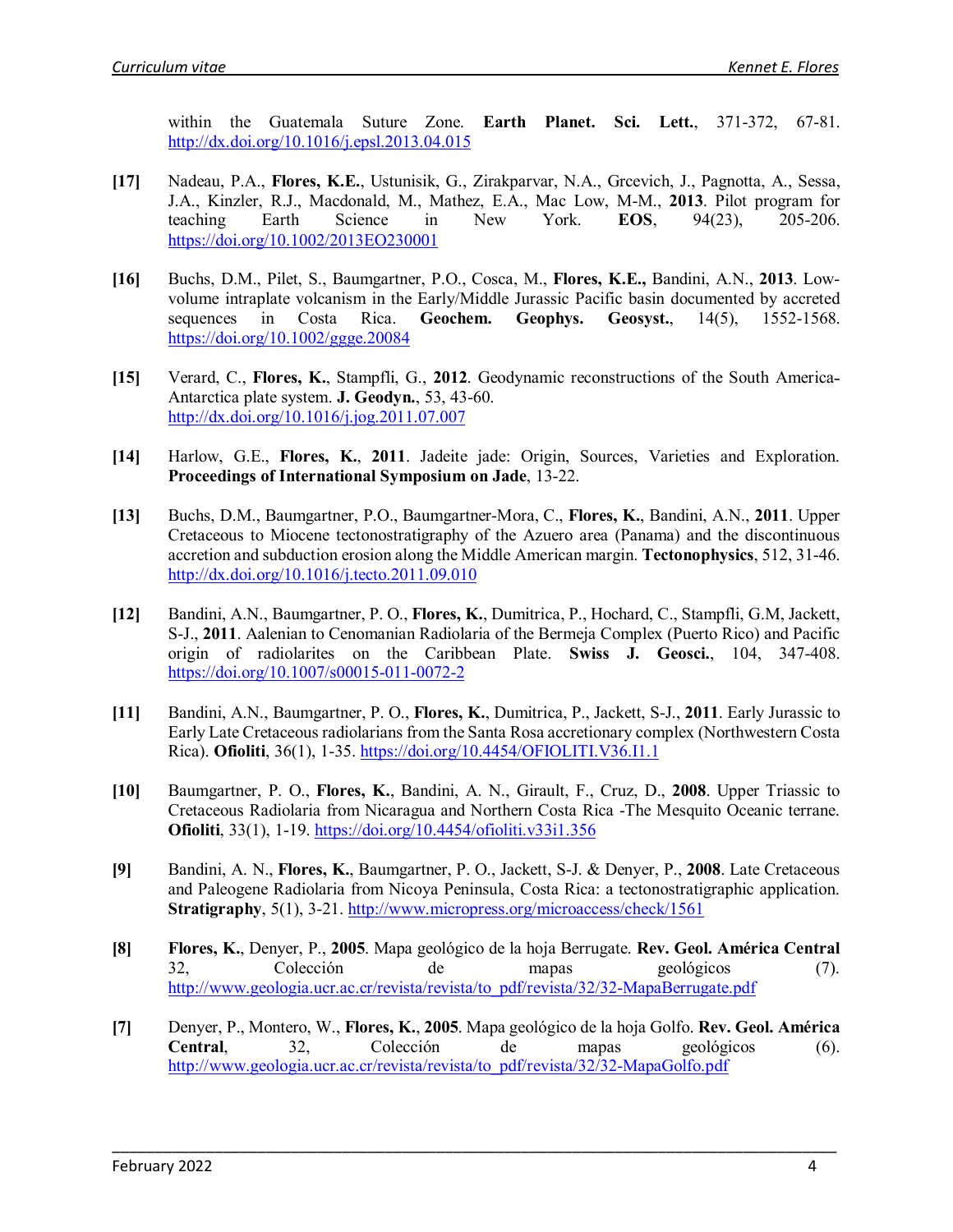within the Guatemala Suture Zone. **Earth Planet. Sci. Lett.**, 371-372, 67-81. http://dx.doi.org/10.1016/j.epsl.2013.04.015

**[17]** Nadeau, P.A., **Flores, K.E.**, Ustunisik, G., Zirakparvar, N.A., Grcevich, J., Pagnotta, A., Sessa, J.A., Kinzler, R.J., Macdonald, M., Mathez, E.A., Mac Low, M-M., **2013**. Pilot program for teaching Earth Science in New York. **EOS**, 94(23), 205-206. https://doi.org/10.1002/2013EO230001

**[16]** Buchs, D.M., Pilet, S., Baumgartner, P.O., Cosca, M., **Flores, K.E.,** Bandini, A.N., **2013**. Low-volume intraplate volcanism in the Early/Middle Jurassic Pacific basin documented by accreted sequences in Costa Rica. **Geochem. Geophys. Geosyst.**, 14(5), 1552-1568. https://doi.org/10.1002/ggge.20084

**[15]** Verard, C., **Flores, K.**, Stampfli, G., **2012**. Geodynamic reconstructions of the South America-Antarctica plate system. **J. Geodyn.**, 53, 43-60. http://dx.doi.org/10.1016/j.jog.2011.07.007

**[14]** Harlow, G.E., **Flores, K.**, **2011**. Jadeite jade: Origin, Sources, Varieties and Exploration. **Proceedings of International Symposium on Jade**, 13-22.

**[13]** Buchs, D.M., Baumgartner, P.O., Baumgartner-Mora, C., **Flores, K.**, Bandini, A.N., **2011**. Upper Cretaceous to Miocene tectonostratigraphy of the Azuero area (Panama) and the discontinuous accretion and subduction erosion along the Middle American margin. **Tectonophysics**, 512, 31-46. http://dx.doi.org/10.1016/j.tecto.2011.09.010

**[12]** Bandini, A.N., Baumgartner, P. O., **Flores, K.**, Dumitrica, P., Hochard, C., Stampfli, G.M, Jackett, S-J., **2011**. Aalenian to Cenomanian Radiolaria of the Bermeja Complex (Puerto Rico) and Pacific origin of radiolarites on the Caribbean Plate. **Swiss J. Geosci.**, 104, 347-408. https://doi.org/10.1007/s00015-011-0072-2

**[11]** Bandini, A.N., Baumgartner, P. O., **Flores, K.**, Dumitrica, P., Jackett, S-J., **2011**. Early Jurassic to Early Late Cretaceous radiolarians from the Santa Rosa accretionary complex (Northwestern Costa Rica). **Ofioliti**, 36(1), 1-35. https://doi.org/10.4454/OFIOLITI.V36.I1.1

**[10]** Baumgartner, P. O., **Flores, K.**, Bandini, A. N., Girault, F., Cruz, D., **2008**. Upper Triassic to Cretaceous Radiolaria from Nicaragua and Northern Costa Rica -The Mesquito Oceanic terrane. **Ofioliti**, 33(1), 1-19. https://doi.org/10.4454/ofioliti.v33i1.356

**[9]** Bandini, A. N., **Flores, K.**, Baumgartner, P. O., Jackett, S-J. & Denyer, P., **2008**. Late Cretaceous and Paleogene Radiolaria from Nicoya Peninsula, Costa Rica: a tectonostratigraphic application. **Stratigraphy**, 5(1), 3-21. http://www.micropress.org/microaccess/check/1561

**[8]** **Flores, K.**, Denyer, P., **2005**. Mapa geológico de la hoja Berrugate. **Rev. Geol. América Central** 32, Colección de mapas geológicos (7). http://www.geologia.ucr.ac.cr/revista/revista/to_pdf/revista/32/32-MapaBerrugate.pdf

**[7]** Denyer, P., Montero, W., **Flores, K.**, **2005**. Mapa geológico de la hoja Golfo. **Rev. Geol. América Central**, 32, Colección de mapas geológicos (6). http://www.geologia.ucr.ac.cr/revista/revista/to_pdf/revista/32/32-MapaGolfo.pdf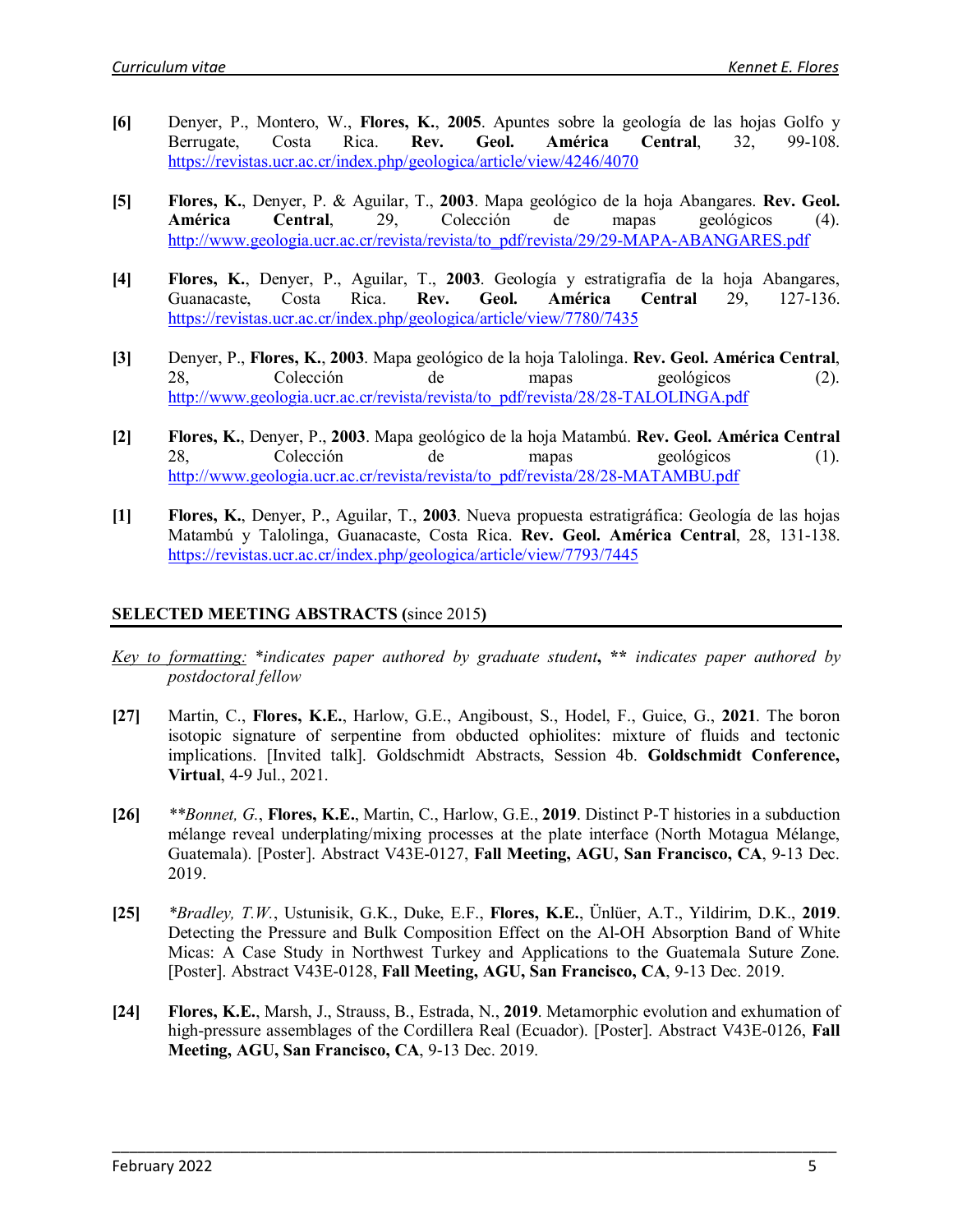**[6]** Denyer, P., Montero, W., **Flores, K.**, **2005**. Apuntes sobre la geología de las hojas Golfo y Berrugate, Costa Rica. **Rev. Geol. América Central**, 32, 99-108. https://revistas.ucr.ac.cr/index.php/geologica/article/view/4246/4070

**[5]** **Flores, K.**, Denyer, P. & Aguilar, T., **2003**. Mapa geológico de la hoja Abangares. **Rev. Geol. América Central**, 29, Colección de mapas geológicos (4). http://www.geologia.ucr.ac.cr/revista/revista/to_pdf/revista/29/29-MAPA-ABANGARES.pdf

**[4]** **Flores, K.**, Denyer, P., Aguilar, T., **2003**. Geología y estratigrafía de la hoja Abangares, Guanacaste, Costa Rica. **Rev. Geol. América Central** 29, 127-136. https://revistas.ucr.ac.cr/index.php/geologica/article/view/7780/7435

**[3]** Denyer, P., **Flores, K.**, **2003**. Mapa geológico de la hoja Talolinga. **Rev. Geol. América Central**, 28, Colección de mapas geológicos (2). http://www.geologia.ucr.ac.cr/revista/revista/to_pdf/revista/28/28-TALOLINGA.pdf

**[2]** **Flores, K.**, Denyer, P., **2003**. Mapa geológico de la hoja Matambú. **Rev. Geol. América Central** 28, Colección de mapas geológicos (1). http://www.geologia.ucr.ac.cr/revista/revista/to_pdf/revista/28/28-MATAMBU.pdf

**[1]** **Flores, K.**, Denyer, P., Aguilar, T., **2003**. Nueva propuesta estratigráfica: Geología de las hojas Matambú y Talolinga, Guanacaste, Costa Rica. **Rev. Geol. América Central**, 28, 131-138. https://revistas.ucr.ac.cr/index.php/geologica/article/view/7793/7445

## SELECTED MEETING ABSTRACTS (since 2015)

*Key to formatting: *indicates paper authored by graduate student*, *** indicates paper authored by postdoctoral fellow*

**[27]** Martin, C., **Flores, K.E.**, Harlow, G.E., Angiboust, S., Hodel, F., Guice, G., **2021**. The boron isotopic signature of serpentine from obducted ophiolites: mixture of fluids and tectonic implications. [Invited talk]. Goldschmidt Abstracts, Session 4b. **Goldschmidt Conference, Virtual**, 4-9 Jul., 2021.

**[26]** *\*\*Bonnet, G.*, **Flores, K.E.**, Martin, C., Harlow, G.E., **2019**. Distinct P-T histories in a subduction mélange reveal underplating/mixing processes at the plate interface (North Motagua Mélange, Guatemala). [Poster]. Abstract V43E-0127, **Fall Meeting, AGU, San Francisco, CA**, 9-13 Dec. 2019.

**[25]** *\*Bradley, T.W.*, Ustunisik, G.K., Duke, E.F., **Flores, K.E.**, Ünlüer, A.T., Yildirim, D.K., **2019**. Detecting the Pressure and Bulk Composition Effect on the Al-OH Absorption Band of White Micas: A Case Study in Northwest Turkey and Applications to the Guatemala Suture Zone. [Poster]. Abstract V43E-0128, **Fall Meeting, AGU, San Francisco, CA**, 9-13 Dec. 2019.

**[24]** **Flores, K.E.**, Marsh, J., Strauss, B., Estrada, N., **2019**. Metamorphic evolution and exhumation of high-pressure assemblages of the Cordillera Real (Ecuador). [Poster]. Abstract V43E-0126, **Fall Meeting, AGU, San Francisco, CA**, 9-13 Dec. 2019.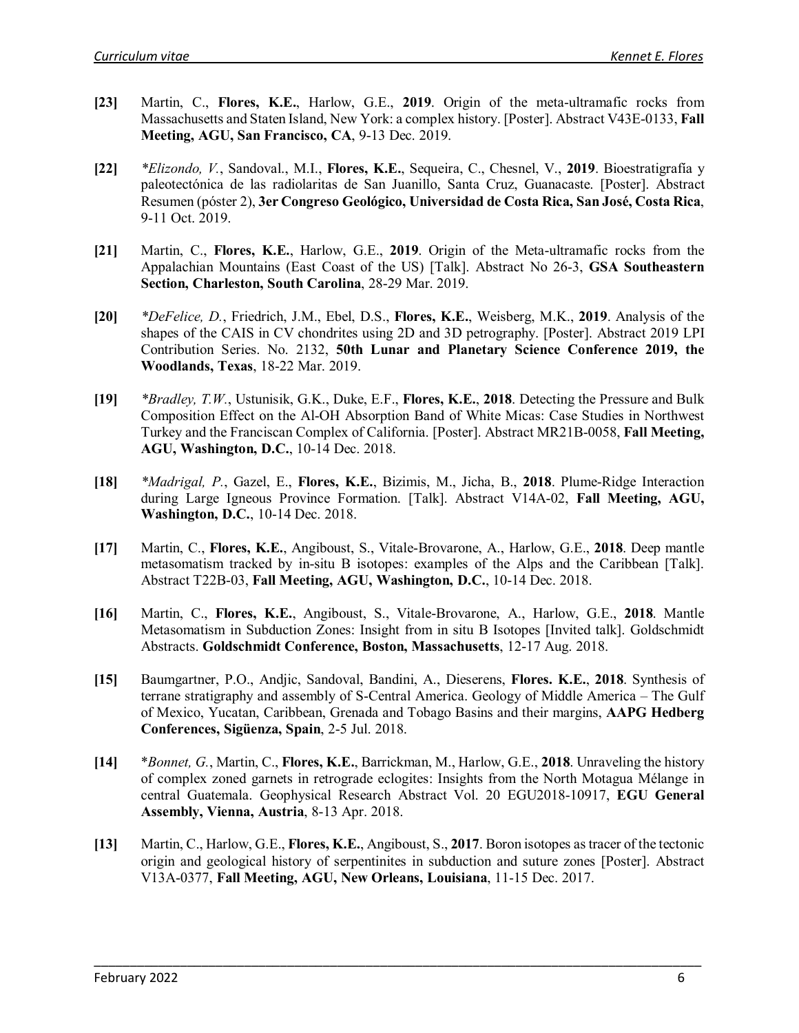**[23]** Martin, C., **Flores, K.E.**, Harlow, G.E., **2019**. Origin of the meta-ultramafic rocks from Massachusetts and Staten Island, New York: a complex history. [Poster]. Abstract V43E-0133, **Fall Meeting, AGU, San Francisco, CA**, 9-13 Dec. 2019.

**[22]** *\*Elizondo, V.*, Sandoval., M.I., **Flores, K.E.**, Sequeira, C., Chesnel, V., **2019**. Bioestratigrafía y paleotectónica de las radiolaritas de San Juanillo, Santa Cruz, Guanacaste. [Poster]. Abstract Resumen (póster 2), **3er Congreso Geológico, Universidad de Costa Rica, San José, Costa Rica**, 9-11 Oct. 2019.

**[21]** Martin, C., **Flores, K.E.**, Harlow, G.E., **2019**. Origin of the Meta-ultramafic rocks from the Appalachian Mountains (East Coast of the US) [Talk]. Abstract No 26-3, **GSA Southeastern Section, Charleston, South Carolina**, 28-29 Mar. 2019.

**[20]** *\*DeFelice, D.*, Friedrich, J.M., Ebel, D.S., **Flores, K.E.**, Weisberg, M.K., **2019**. Analysis of the shapes of the CAIS in CV chondrites using 2D and 3D petrography. [Poster]. Abstract 2019 LPI Contribution Series. No. 2132, **50th Lunar and Planetary Science Conference 2019, the Woodlands, Texas**, 18-22 Mar. 2019.

**[19]** *\*Bradley, T.W.*, Ustunisik, G.K., Duke, E.F., **Flores, K.E.**, **2018**. Detecting the Pressure and Bulk Composition Effect on the Al-OH Absorption Band of White Micas: Case Studies in Northwest Turkey and the Franciscan Complex of California. [Poster]. Abstract MR21B-0058, **Fall Meeting, AGU, Washington, D.C.**, 10-14 Dec. 2018.

**[18]** *\*Madrigal, P.*, Gazel, E., **Flores, K.E.**, Bizimis, M., Jicha, B., **2018**. Plume-Ridge Interaction during Large Igneous Province Formation. [Talk]. Abstract V14A-02, **Fall Meeting, AGU, Washington, D.C.**, 10-14 Dec. 2018.

**[17]** Martin, C., **Flores, K.E.**, Angiboust, S., Vitale-Brovarone, A., Harlow, G.E., **2018**. Deep mantle metasomatism tracked by in-situ B isotopes: examples of the Alps and the Caribbean [Talk]. Abstract T22B-03, **Fall Meeting, AGU, Washington, D.C.**, 10-14 Dec. 2018.

**[16]** Martin, C., **Flores, K.E.**, Angiboust, S., Vitale-Brovarone, A., Harlow, G.E., **2018**. Mantle Metasomatism in Subduction Zones: Insight from in situ B Isotopes [Invited talk]. Goldschmidt Abstracts. **Goldschmidt Conference, Boston, Massachusetts**, 12-17 Aug. 2018.

**[15]** Baumgartner, P.O., Andjic, Sandoval, Bandini, A., Dieserens, **Flores. K.E.**, **2018**. Synthesis of terrane stratigraphy and assembly of S-Central America. Geology of Middle America – The Gulf of Mexico, Yucatan, Caribbean, Grenada and Tobago Basins and their margins, **AAPG Hedberg Conferences, Sigüenza, Spain**, 2-5 Jul. 2018.

**[14]** \**Bonnet, G.*, Martin, C., **Flores, K.E.**, Barrickman, M., Harlow, G.E., **2018**. Unraveling the history of complex zoned garnets in retrograde eclogites: Insights from the North Motagua Mélange in central Guatemala. Geophysical Research Abstract Vol. 20 EGU2018-10917, **EGU General Assembly, Vienna, Austria**, 8-13 Apr. 2018.

**[13]** Martin, C., Harlow, G.E., **Flores, K.E.**, Angiboust, S., **2017**. Boron isotopes as tracer of the tectonic origin and geological history of serpentinites in subduction and suture zones [Poster]. Abstract V13A-0377, **Fall Meeting, AGU, New Orleans, Louisiana**, 11-15 Dec. 2017.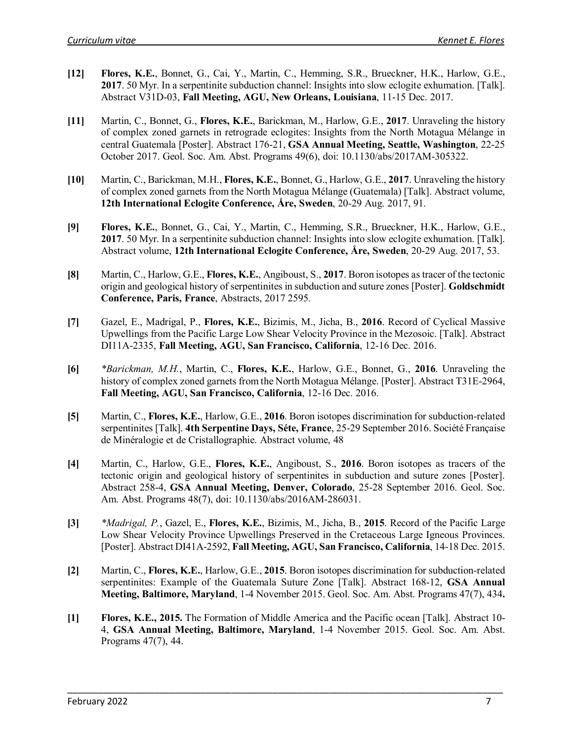**[12]** **Flores, K.E.**, Bonnet, G., Cai, Y., Martin, C., Hemming, S.R., Brueckner, H.K., Harlow, G.E., **2017**. 50 Myr. In a serpentinite subduction channel: Insights into slow eclogite exhumation. [Talk]. Abstract V31D-03, **Fall Meeting, AGU, New Orleans, Louisiana**, 11-15 Dec. 2017.

**[11]** Martin, C., Bonnet, G., **Flores, K.E.**, Barickman, M., Harlow, G.E., **2017**. Unraveling the history of complex zoned garnets in retrograde eclogites: Insights from the North Motagua Mélange in central Guatemala [Poster]. Abstract 176-21, **GSA Annual Meeting, Seattle, Washington**, 22-25 October 2017. Geol. Soc. Am. Abst. Programs 49(6), doi: 10.1130/abs/2017AM-305322.

**[10]** Martin, C., Barickman, M.H., **Flores, K.E.**, Bonnet, G., Harlow, G.E., **2017**. Unraveling the history of complex zoned garnets from the North Motagua Mélange (Guatemala) [Talk]. Abstract volume, **12th International Eclogite Conference, Åre, Sweden**, 20-29 Aug. 2017, 91.

**[9]** **Flores, K.E.**, Bonnet, G., Cai, Y., Martin, C., Hemming, S.R., Brueckner, H.K., Harlow, G.E., **2017**. 50 Myr. In a serpentinite subduction channel: Insights into slow eclogite exhumation. [Talk]. Abstract volume, **12th International Eclogite Conference, Åre, Sweden**, 20-29 Aug. 2017, 53.

**[8]** Martin, C., Harlow, G.E., **Flores, K.E.**, Angiboust, S., **2017**. Boron isotopes as tracer of the tectonic origin and geological history of serpentinites in subduction and suture zones [Poster]. **Goldschmidt Conference, Paris, France**, Abstracts, 2017 2595.

**[7]** Gazel, E., Madrigal, P., **Flores, K.E.**, Bizimis, M., Jicha, B., **2016**. Record of Cyclical Massive Upwellings from the Pacific Large Low Shear Velocity Province in the Mezosoic. [Talk]. Abstract DI11A-2335, **Fall Meeting, AGU, San Francisco, California**, 12-16 Dec. 2016.

**[6]** *\*Barickman, M.H.*, Martin, C., **Flores, K.E.**, Harlow, G.E., Bonnet, G., **2016**. Unraveling the history of complex zoned garnets from the North Motagua Mélange. [Poster]. Abstract T31E-2964, **Fall Meeting, AGU, San Francisco, California**, 12-16 Dec. 2016.

**[5]** Martin, C., **Flores, K.E.**, Harlow, G.E., **2016**. Boron isotopes discrimination for subduction-related serpentinites [Talk]. **4th Serpentine Days, Séte, France**, 25-29 September 2016. Société Française de Minéralogie et de Cristallographie. Abstract volume, 48

**[4]** Martin, C., Harlow, G.E., **Flores, K.E.**, Angiboust, S., **2016**. Boron isotopes as tracers of the tectonic origin and geological history of serpentinites in subduction and suture zones [Poster]. Abstract 258-4, **GSA Annual Meeting, Denver, Colorado**, 25-28 September 2016. Geol. Soc. Am. Abst. Programs 48(7), doi: 10.1130/abs/2016AM-286031.

**[3]** *\*Madrigal, P.*, Gazel, E., **Flores, K.E.**, Bizimis, M., Jicha, B., **2015**. Record of the Pacific Large Low Shear Velocity Province Upwellings Preserved in the Cretaceous Large Igneous Provinces. [Poster]. Abstract DI41A-2592, **Fall Meeting, AGU, San Francisco, California**, 14-18 Dec. 2015.

**[2]** Martin, C., **Flores, K.E.**, Harlow, G.E., **2015**. Boron isotopes discrimination for subduction-related serpentinites: Example of the Guatemala Suture Zone [Talk]. Abstract 168-12, **GSA Annual Meeting, Baltimore, Maryland**, 1-4 November 2015. Geol. Soc. Am. Abst. Programs 47(7), 434**.**

**[1]** **Flores, K.E., 2015.** The Formation of Middle America and the Pacific ocean [Talk]. Abstract 10-4, **GSA Annual Meeting, Baltimore, Maryland**, 1-4 November 2015. Geol. Soc. Am. Abst. Programs 47(7), 44.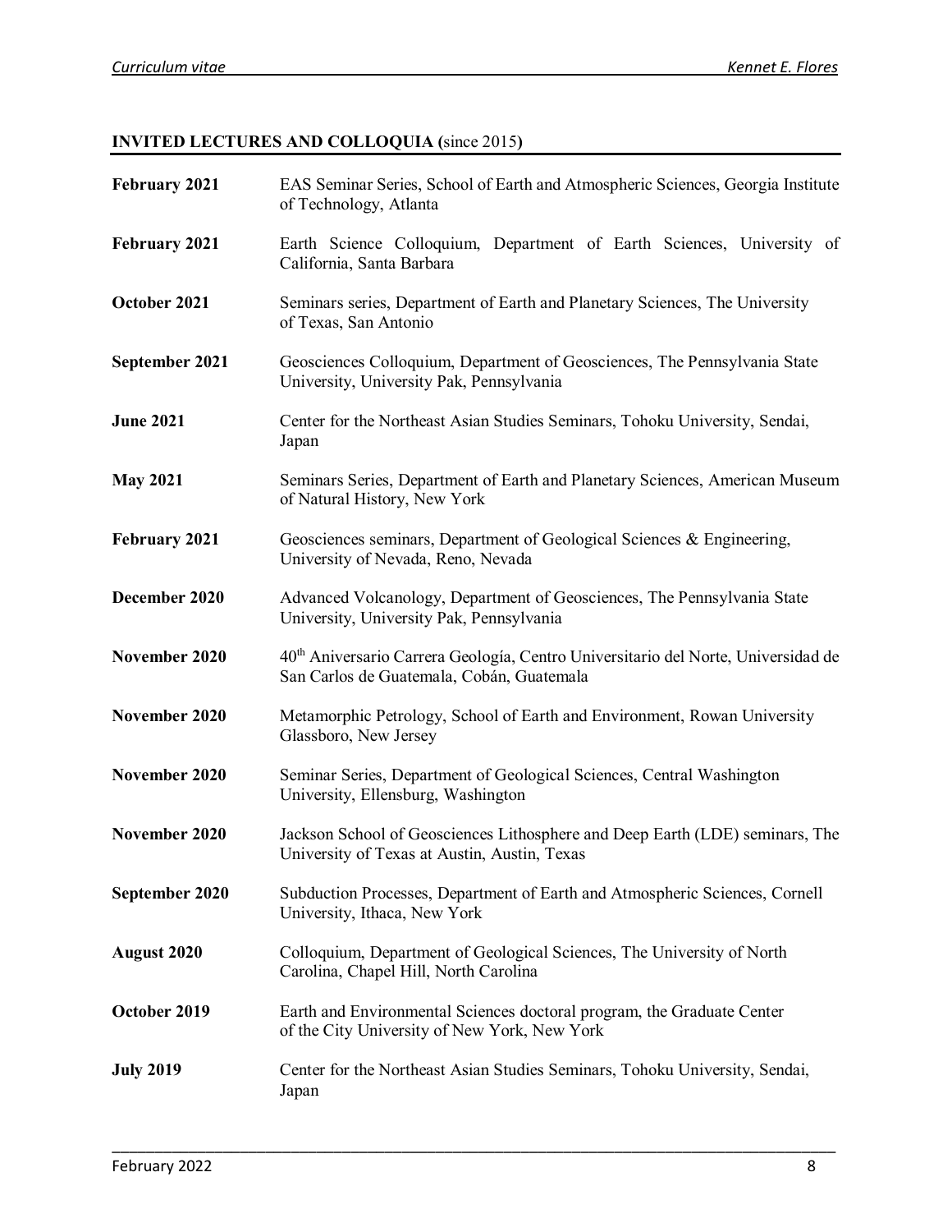## INVITED LECTURES AND COLLOQUIA (since 2015)

**February 2021** EAS Seminar Series, School of Earth and Atmospheric Sciences, Georgia Institute of Technology, Atlanta

**February 2021** Earth Science Colloquium, Department of Earth Sciences, University of California, Santa Barbara

**October 2021** Seminars series, Department of Earth and Planetary Sciences, The University of Texas, San Antonio

**September 2021** Geosciences Colloquium, Department of Geosciences, The Pennsylvania State University, University Pak, Pennsylvania

**June 2021** Center for the Northeast Asian Studies Seminars, Tohoku University, Sendai, Japan

**May 2021** Seminars Series, Department of Earth and Planetary Sciences, American Museum of Natural History, New York

**February 2021** Geosciences seminars, Department of Geological Sciences & Engineering, University of Nevada, Reno, Nevada

**December 2020** Advanced Volcanology, Department of Geosciences, The Pennsylvania State University, University Pak, Pennsylvania

**November 2020** 40th Aniversario Carrera Geología, Centro Universitario del Norte, Universidad de San Carlos de Guatemala, Cobán, Guatemala

**November 2020** Metamorphic Petrology, School of Earth and Environment, Rowan University Glassboro, New Jersey

**November 2020** Seminar Series, Department of Geological Sciences, Central Washington University, Ellensburg, Washington

**November 2020** Jackson School of Geosciences Lithosphere and Deep Earth (LDE) seminars, The University of Texas at Austin, Austin, Texas

**September 2020** Subduction Processes, Department of Earth and Atmospheric Sciences, Cornell University, Ithaca, New York

**August 2020** Colloquium, Department of Geological Sciences, The University of North Carolina, Chapel Hill, North Carolina

**October 2019** Earth and Environmental Sciences doctoral program, the Graduate Center of the City University of New York, New York

**July 2019** Center for the Northeast Asian Studies Seminars, Tohoku University, Sendai, Japan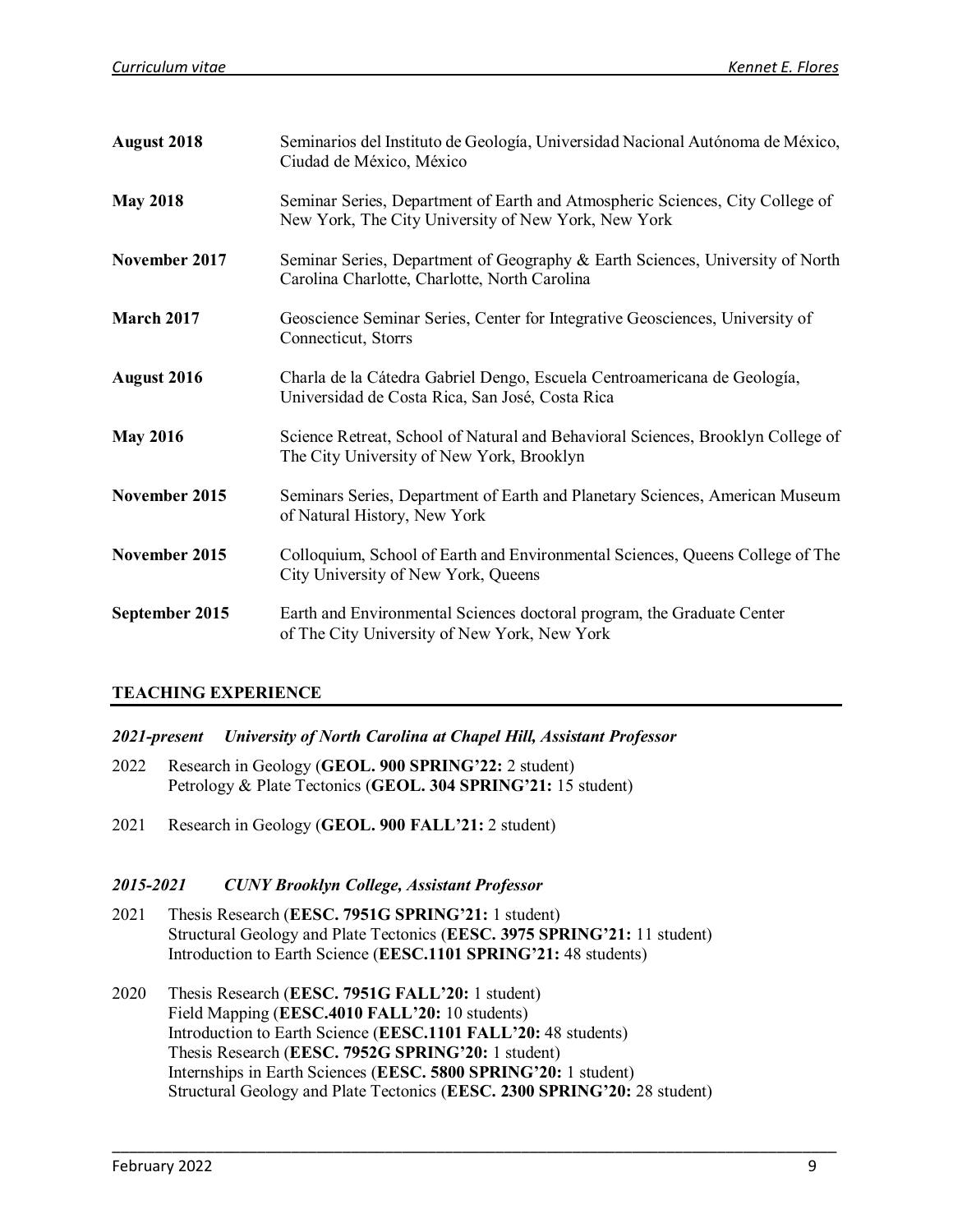**August 2018** Seminarios del Instituto de Geología, Universidad Nacional Autónoma de México, Ciudad de México, México

**May 2018** Seminar Series, Department of Earth and Atmospheric Sciences, City College of New York, The City University of New York, New York

**November 2017** Seminar Series, Department of Geography & Earth Sciences, University of North Carolina Charlotte, Charlotte, North Carolina

**March 2017** Geoscience Seminar Series, Center for Integrative Geosciences, University of Connecticut, Storrs

**August 2016** Charla de la Cátedra Gabriel Dengo, Escuela Centroamericana de Geología, Universidad de Costa Rica, San José, Costa Rica

**May 2016** Science Retreat, School of Natural and Behavioral Sciences, Brooklyn College of The City University of New York, Brooklyn

**November 2015** Seminars Series, Department of Earth and Planetary Sciences, American Museum of Natural History, New York

**November 2015** Colloquium, School of Earth and Environmental Sciences, Queens College of The City University of New York, Queens

**September 2015** Earth and Environmental Sciences doctoral program, the Graduate Center of The City University of New York, New York

## TEACHING EXPERIENCE

### *2021-present University of North Carolina at Chapel Hill, Assistant Professor*

2022 Research in Geology (**GEOL. 900 SPRING'22:** 2 student)
Petrology & Plate Tectonics (**GEOL. 304 SPRING'21:** 15 student)

2021 Research in Geology (**GEOL. 900 FALL'21:** 2 student)

### *2015-2021 CUNY Brooklyn College, Assistant Professor*

2021 Thesis Research (**EESC. 7951G SPRING'21:** 1 student)
Structural Geology and Plate Tectonics (**EESC. 3975 SPRING'21:** 11 student)
Introduction to Earth Science (**EESC.1101 SPRING'21:** 48 students)

2020 Thesis Research (**EESC. 7951G FALL'20:** 1 student)
Field Mapping (**EESC.4010 FALL'20:** 10 students)
Introduction to Earth Science (**EESC.1101 FALL'20:** 48 students)
Thesis Research (**EESC. 7952G SPRING'20:** 1 student)
Internships in Earth Sciences (**EESC. 5800 SPRING'20:** 1 student)
Structural Geology and Plate Tectonics (**EESC. 2300 SPRING'20:** 28 student)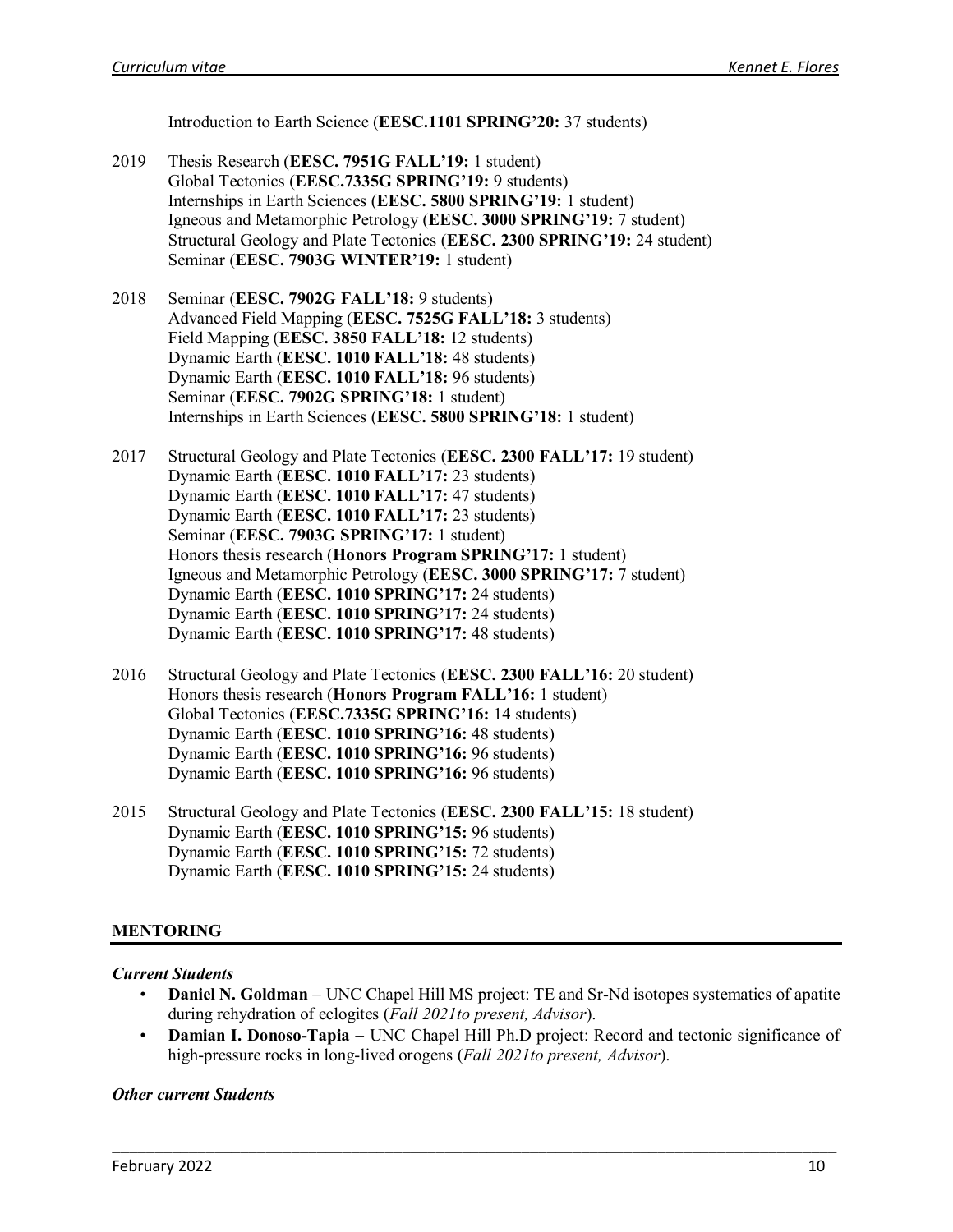Introduction to Earth Science (**EESC.1101 SPRING'20:** 37 students)

2019 Thesis Research (**EESC. 7951G FALL'19:** 1 student)
Global Tectonics (**EESC.7335G SPRING'19:** 9 students)
Internships in Earth Sciences (**EESC. 5800 SPRING'19:** 1 student)
Igneous and Metamorphic Petrology (**EESC. 3000 SPRING'19:** 7 student)
Structural Geology and Plate Tectonics (**EESC. 2300 SPRING'19:** 24 student)
Seminar (**EESC. 7903G WINTER'19:** 1 student)

2018 Seminar (**EESC. 7902G FALL'18:** 9 students)
Advanced Field Mapping (**EESC. 7525G FALL'18:** 3 students)
Field Mapping (**EESC. 3850 FALL'18:** 12 students)
Dynamic Earth (**EESC. 1010 FALL'18:** 48 students)
Dynamic Earth (**EESC. 1010 FALL'18:** 96 students)
Seminar (**EESC. 7902G SPRING'18:** 1 student)
Internships in Earth Sciences (**EESC. 5800 SPRING'18:** 1 student)

2017 Structural Geology and Plate Tectonics (**EESC. 2300 FALL'17:** 19 student)
Dynamic Earth (**EESC. 1010 FALL'17:** 23 students)
Dynamic Earth (**EESC. 1010 FALL'17:** 47 students)
Dynamic Earth (**EESC. 1010 FALL'17:** 23 students)
Seminar (**EESC. 7903G SPRING'17:** 1 student)
Honors thesis research (**Honors Program SPRING'17:** 1 student)
Igneous and Metamorphic Petrology (**EESC. 3000 SPRING'17:** 7 student)
Dynamic Earth (**EESC. 1010 SPRING'17:** 24 students)
Dynamic Earth (**EESC. 1010 SPRING'17:** 24 students)
Dynamic Earth (**EESC. 1010 SPRING'17:** 48 students)

2016 Structural Geology and Plate Tectonics (**EESC. 2300 FALL'16:** 20 student)
Honors thesis research (**Honors Program FALL'16:** 1 student)
Global Tectonics (**EESC.7335G SPRING'16:** 14 students)
Dynamic Earth (**EESC. 1010 SPRING'16:** 48 students)
Dynamic Earth (**EESC. 1010 SPRING'16:** 96 students)
Dynamic Earth (**EESC. 1010 SPRING'16:** 96 students)

2015 Structural Geology and Plate Tectonics (**EESC. 2300 FALL'15:** 18 student)
Dynamic Earth (**EESC. 1010 SPRING'15:** 96 students)
Dynamic Earth (**EESC. 1010 SPRING'15:** 72 students)
Dynamic Earth (**EESC. 1010 SPRING'15:** 24 students)

## MENTORING

***Current Students***

- **Daniel N. Goldman** – UNC Chapel Hill MS project: TE and Sr-Nd isotopes systematics of apatite during rehydration of eclogites (*Fall 2021to present, Advisor*).
- **Damian I. Donoso-Tapia** – UNC Chapel Hill Ph.D project: Record and tectonic significance of high-pressure rocks in long-lived orogens (*Fall 2021to present, Advisor*).

***Other current Students***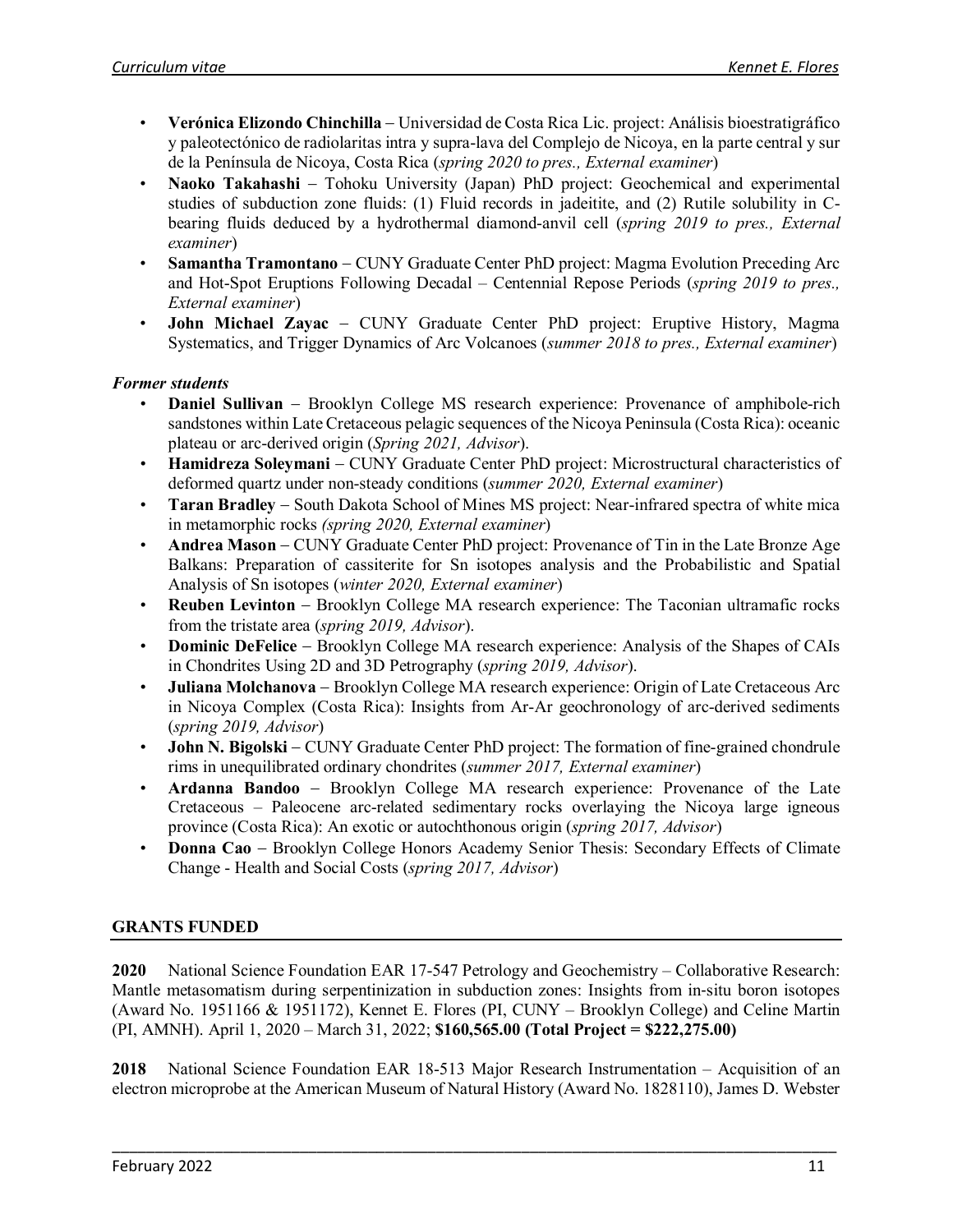- **Verónica Elizondo Chinchilla** – Universidad de Costa Rica Lic. project: Análisis bioestratigráfico y paleotectónico de radiolaritas intra y supra-lava del Complejo de Nicoya, en la parte central y sur de la Península de Nicoya, Costa Rica (*spring 2020 to pres., External examiner*)
- **Naoko Takahashi** – Tohoku University (Japan) PhD project: Geochemical and experimental studies of subduction zone fluids: (1) Fluid records in jadeitite, and (2) Rutile solubility in C-bearing fluids deduced by a hydrothermal diamond-anvil cell (*spring 2019 to pres., External examiner*)
- **Samantha Tramontano** – CUNY Graduate Center PhD project: Magma Evolution Preceding Arc and Hot-Spot Eruptions Following Decadal – Centennial Repose Periods (*spring 2019 to pres., External examiner*)
- **John Michael Zayac** – CUNY Graduate Center PhD project: Eruptive History, Magma Systematics, and Trigger Dynamics of Arc Volcanoes (*summer 2018 to pres., External examiner*)

***Former students***

- **Daniel Sullivan** – Brooklyn College MS research experience: Provenance of amphibole-rich sandstones within Late Cretaceous pelagic sequences of the Nicoya Peninsula (Costa Rica): oceanic plateau or arc-derived origin (*Spring 2021, Advisor*).
- **Hamidreza Soleymani** – CUNY Graduate Center PhD project: Microstructural characteristics of deformed quartz under non-steady conditions (*summer 2020, External examiner*)
- **Taran Bradley** – South Dakota School of Mines MS project: Near-infrared spectra of white mica in metamorphic rocks *(spring 2020, External examiner*)
- **Andrea Mason** – CUNY Graduate Center PhD project: Provenance of Tin in the Late Bronze Age Balkans: Preparation of cassiterite for Sn isotopes analysis and the Probabilistic and Spatial Analysis of Sn isotopes (*winter 2020, External examiner*)
- **Reuben Levinton** – Brooklyn College MA research experience: The Taconian ultramafic rocks from the tristate area (*spring 2019, Advisor*).
- **Dominic DeFelice** – Brooklyn College MA research experience: Analysis of the Shapes of CAIs in Chondrites Using 2D and 3D Petrography (*spring 2019, Advisor*).
- **Juliana Molchanova** – Brooklyn College MA research experience: Origin of Late Cretaceous Arc in Nicoya Complex (Costa Rica): Insights from Ar-Ar geochronology of arc-derived sediments (*spring 2019, Advisor*)
- **John N. Bigolski** – CUNY Graduate Center PhD project: The formation of fine-grained chondrule rims in unequilibrated ordinary chondrites (*summer 2017, External examiner*)
- **Ardanna Bandoo** – Brooklyn College MA research experience: Provenance of the Late Cretaceous – Paleocene arc-related sedimentary rocks overlaying the Nicoya large igneous province (Costa Rica): An exotic or autochthonous origin (*spring 2017, Advisor*)
- **Donna Cao** – Brooklyn College Honors Academy Senior Thesis: Secondary Effects of Climate Change - Health and Social Costs (*spring 2017, Advisor*)

## GRANTS FUNDED

**2020** National Science Foundation EAR 17-547 Petrology and Geochemistry – Collaborative Research: Mantle metasomatism during serpentinization in subduction zones: Insights from in-situ boron isotopes (Award No. 1951166 & 1951172), Kennet E. Flores (PI, CUNY – Brooklyn College) and Celine Martin (PI, AMNH). April 1, 2020 – March 31, 2022; **$160,565.00 (Total Project = $222,275.00)**

**2018** National Science Foundation EAR 18-513 Major Research Instrumentation – Acquisition of an electron microprobe at the American Museum of Natural History (Award No. 1828110), James D. Webster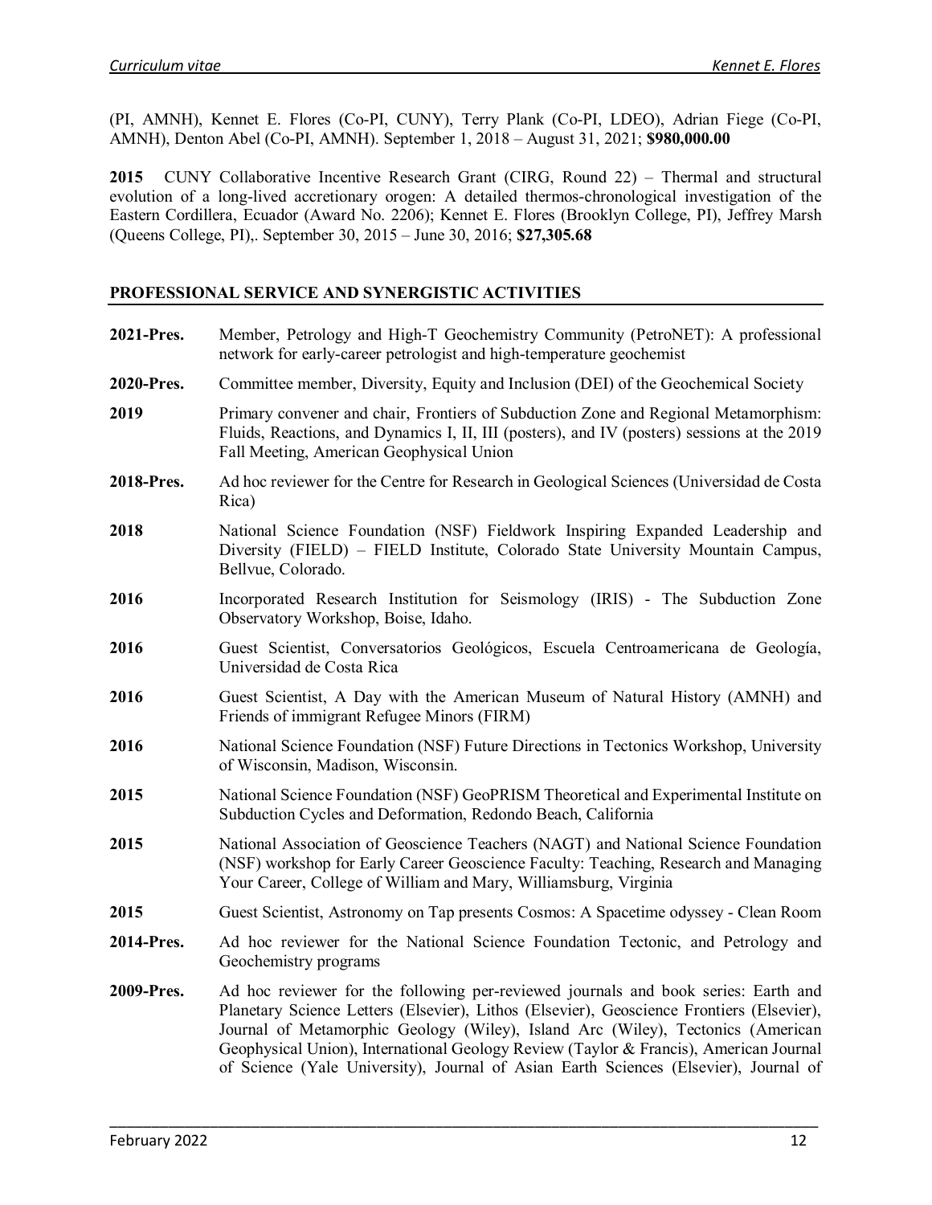(PI, AMNH), Kennet E. Flores (Co-PI, CUNY), Terry Plank (Co-PI, LDEO), Adrian Fiege (Co-PI, AMNH), Denton Abel (Co-PI, AMNH). September 1, 2018 – August 31, 2021; **$980,000.00**

**2015** CUNY Collaborative Incentive Research Grant (CIRG, Round 22) – Thermal and structural evolution of a long-lived accretionary orogen: A detailed thermos-chronological investigation of the Eastern Cordillera, Ecuador (Award No. 2206); Kennet E. Flores (Brooklyn College, PI), Jeffrey Marsh (Queens College, PI),. September 30, 2015 – June 30, 2016; **$27,305.68**

## PROFESSIONAL SERVICE AND SYNERGISTIC ACTIVITIES

**2021-Pres.** Member, Petrology and High-T Geochemistry Community (PetroNET): A professional network for early-career petrologist and high-temperature geochemist

**2020-Pres.** Committee member, Diversity, Equity and Inclusion (DEI) of the Geochemical Society

**2019** Primary convener and chair, Frontiers of Subduction Zone and Regional Metamorphism: Fluids, Reactions, and Dynamics I, II, III (posters), and IV (posters) sessions at the 2019 Fall Meeting, American Geophysical Union

**2018-Pres.** Ad hoc reviewer for the Centre for Research in Geological Sciences (Universidad de Costa Rica)

**2018** National Science Foundation (NSF) Fieldwork Inspiring Expanded Leadership and Diversity (FIELD) – FIELD Institute, Colorado State University Mountain Campus, Bellvue, Colorado.

**2016** Incorporated Research Institution for Seismology (IRIS) - The Subduction Zone Observatory Workshop, Boise, Idaho.

**2016** Guest Scientist, Conversatorios Geológicos, Escuela Centroamericana de Geología, Universidad de Costa Rica

**2016** Guest Scientist, A Day with the American Museum of Natural History (AMNH) and Friends of immigrant Refugee Minors (FIRM)

**2016** National Science Foundation (NSF) Future Directions in Tectonics Workshop, University of Wisconsin, Madison, Wisconsin.

**2015** National Science Foundation (NSF) GeoPRISM Theoretical and Experimental Institute on Subduction Cycles and Deformation, Redondo Beach, California

**2015** National Association of Geoscience Teachers (NAGT) and National Science Foundation (NSF) workshop for Early Career Geoscience Faculty: Teaching, Research and Managing Your Career, College of William and Mary, Williamsburg, Virginia

**2015** Guest Scientist, Astronomy on Tap presents Cosmos: A Spacetime odyssey - Clean Room

**2014-Pres.** Ad hoc reviewer for the National Science Foundation Tectonic, and Petrology and Geochemistry programs

**2009-Pres.** Ad hoc reviewer for the following per-reviewed journals and book series: Earth and Planetary Science Letters (Elsevier), Lithos (Elsevier), Geoscience Frontiers (Elsevier), Journal of Metamorphic Geology (Wiley), Island Arc (Wiley), Tectonics (American Geophysical Union), International Geology Review (Taylor & Francis), American Journal of Science (Yale University), Journal of Asian Earth Sciences (Elsevier), Journal of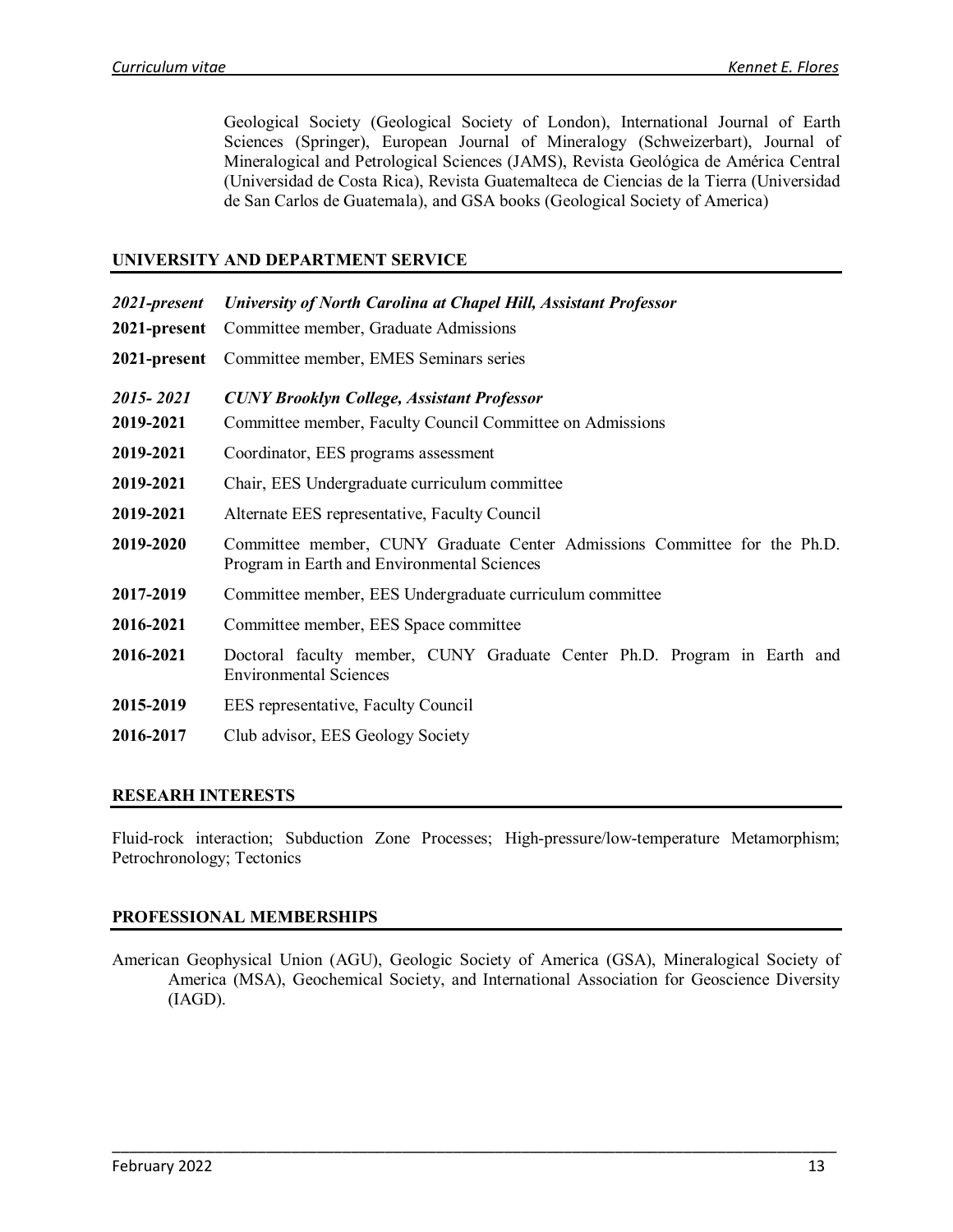Geological Society (Geological Society of London), International Journal of Earth Sciences (Springer), European Journal of Mineralogy (Schweizerbart), Journal of Mineralogical and Petrological Sciences (JAMS), Revista Geológica de América Central (Universidad de Costa Rica), Revista Guatemalteca de Ciencias de la Tierra (Universidad de San Carlos de Guatemala), and GSA books (Geological Society of America)

## UNIVERSITY AND DEPARTMENT SERVICE

***2021-present*** ***University of North Carolina at Chapel Hill, Assistant Professor***

**2021-present** Committee member, Graduate Admissions

**2021-present** Committee member, EMES Seminars series

***2015- 2021*** ***CUNY Brooklyn College, Assistant Professor***

**2019-2021** Committee member, Faculty Council Committee on Admissions

**2019-2021** Coordinator, EES programs assessment

**2019-2021** Chair, EES Undergraduate curriculum committee

**2019-2021** Alternate EES representative, Faculty Council

**2019-2020** Committee member, CUNY Graduate Center Admissions Committee for the Ph.D. Program in Earth and Environmental Sciences

**2017-2019** Committee member, EES Undergraduate curriculum committee

**2016-2021** Committee member, EES Space committee

**2016-2021** Doctoral faculty member, CUNY Graduate Center Ph.D. Program in Earth and Environmental Sciences

**2015-2019** EES representative, Faculty Council

**2016-2017** Club advisor, EES Geology Society

## RESEARH INTERESTS

Fluid-rock interaction; Subduction Zone Processes; High-pressure/low-temperature Metamorphism; Petrochronology; Tectonics

## PROFESSIONAL MEMBERSHIPS

American Geophysical Union (AGU), Geologic Society of America (GSA), Mineralogical Society of America (MSA), Geochemical Society, and International Association for Geoscience Diversity (IAGD).